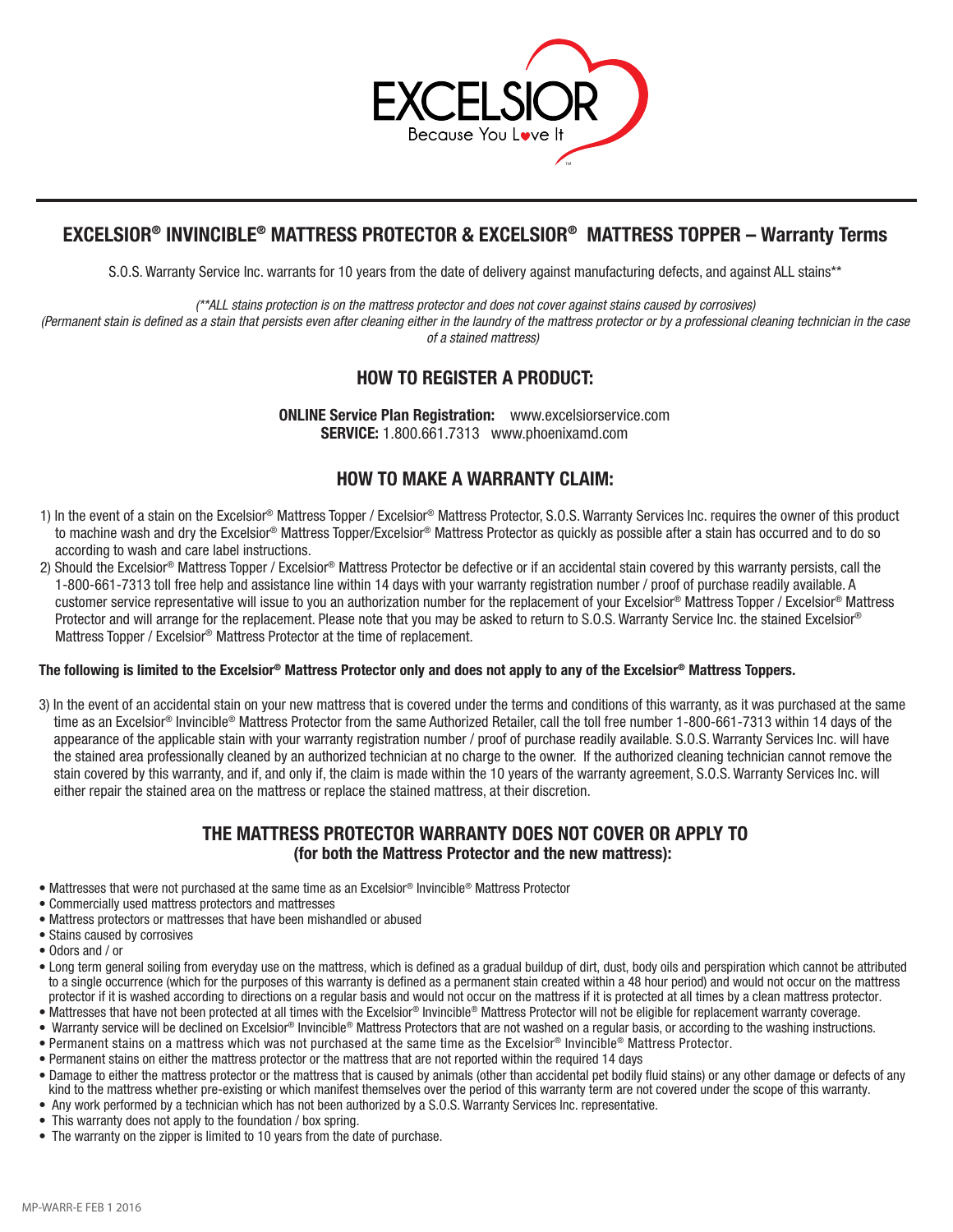EXCELSIOR

Because You Love It

# EXCELSIOR® INVINCIBLE® MATTRESS PROTECTOR & EXCELSIOR® MATTRESS TOPPER – Warranty Terms

S.O.S. Warranty Service Inc. warrants for 10 years from the date of delivery against manufacturing defects, and against ALL stains**

*(**ALL stains protection is on the mattress protector and does not cover against stains caused by corrosives)*
*(Permanent stain is defined as a stain that persists even after cleaning either in the laundry of the mattress protector or by a professional cleaning technician in the case of a stained mattress)*

## HOW TO REGISTER A PRODUCT:

**ONLINE Service Plan Registration:** www.excelsiorservice.com
**SERVICE:** 1.800.661.7313 www.phoenixamd.com

## HOW TO MAKE A WARRANTY CLAIM:

1) In the event of a stain on the Excelsior® Mattress Topper / Excelsior® Mattress Protector, S.O.S. Warranty Services Inc. requires the owner of this product to machine wash and dry the Excelsior® Mattress Topper/Excelsior® Mattress Protector as quickly as possible after a stain has occurred and to do so according to wash and care label instructions.
2) Should the Excelsior® Mattress Topper / Excelsior® Mattress Protector be defective or if an accidental stain covered by this warranty persists, call the 1-800-661-7313 toll free help and assistance line within 14 days with your warranty registration number / proof of purchase readily available. A customer service representative will issue to you an authorization number for the replacement of your Excelsior® Mattress Topper / Excelsior® Mattress Protector and will arrange for the replacement. Please note that you may be asked to return to S.O.S. Warranty Service Inc. the stained Excelsior® Mattress Topper / Excelsior® Mattress Protector at the time of replacement.

**The following is limited to the Excelsior® Mattress Protector only and does not apply to any of the Excelsior® Mattress Toppers.**

3) In the event of an accidental stain on your new mattress that is covered under the terms and conditions of this warranty, as it was purchased at the same time as an Excelsior® Invincible® Mattress Protector from the same Authorized Retailer, call the toll free number 1-800-661-7313 within 14 days of the appearance of the applicable stain with your warranty registration number / proof of purchase readily available. S.O.S. Warranty Services Inc. will have the stained area professionally cleaned by an authorized technician at no charge to the owner. If the authorized cleaning technician cannot remove the stain covered by this warranty, and if, and only if, the claim is made within the 10 years of the warranty agreement, S.O.S. Warranty Services Inc. will either repair the stained area on the mattress or replace the stained mattress, at their discretion.

## THE MATTRESS PROTECTOR WARRANTY DOES NOT COVER OR APPLY TO (for both the Mattress Protector and the new mattress):

- Mattresses that were not purchased at the same time as an Excelsior® Invincible® Mattress Protector
- Commercially used mattress protectors and mattresses
- Mattress protectors or mattresses that have been mishandled or abused
- Stains caused by corrosives
- Odors and / or
- Long term general soiling from everyday use on the mattress, which is defined as a gradual buildup of dirt, dust, body oils and perspiration which cannot be attributed to a single occurrence (which for the purposes of this warranty is defined as a permanent stain created within a 48 hour period) and would not occur on the mattress protector if it is washed according to directions on a regular basis and would not occur on the mattress if it is protected at all times by a clean mattress protector.
- Mattresses that have not been protected at all times with the Excelsior® Invincible® Mattress Protector will not be eligible for replacement warranty coverage.
- Warranty service will be declined on Excelsior® Invincible® Mattress Protectors that are not washed on a regular basis, or according to the washing instructions.
- Permanent stains on a mattress which was not purchased at the same time as the Excelsior® Invincible® Mattress Protector.
- Permanent stains on either the mattress protector or the mattress that are not reported within the required 14 days
- Damage to either the mattress protector or the mattress that is caused by animals (other than accidental pet bodily fluid stains) or any other damage or defects of any kind to the mattress whether pre-existing or which manifest themselves over the period of this warranty term are not covered under the scope of this warranty.
- Any work performed by a technician which has not been authorized by a S.O.S. Warranty Services Inc. representative.
- This warranty does not apply to the foundation / box spring.
- The warranty on the zipper is limited to 10 years from the date of purchase.

MP-WARR-E FEB 1 2016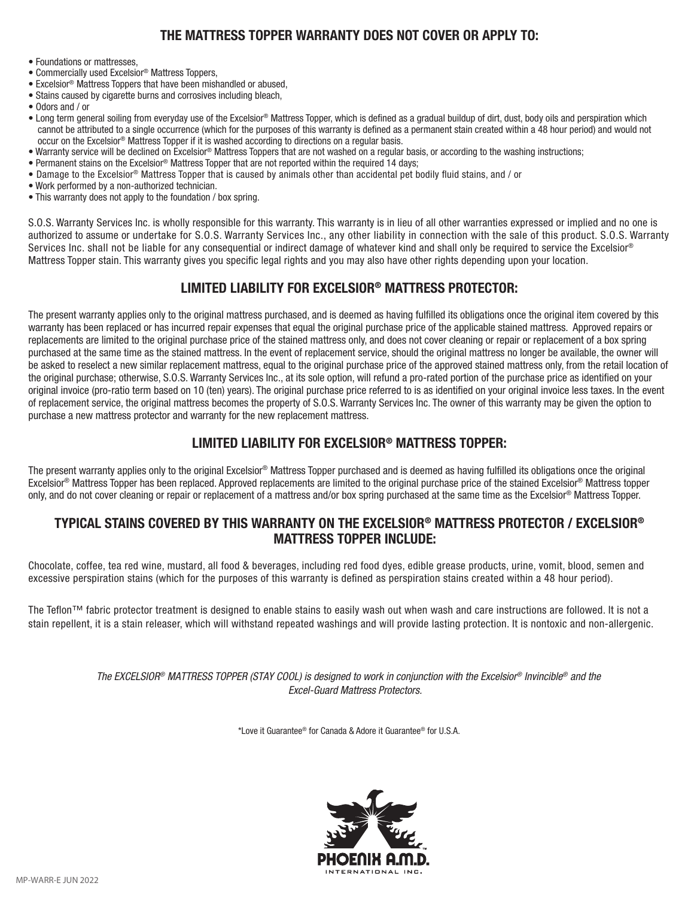## THE MATTRESS TOPPER WARRANTY DOES NOT COVER OR APPLY TO:

- Foundations or mattresses,
- Commercially used Excelsior® Mattress Toppers,
- Excelsior® Mattress Toppers that have been mishandled or abused,
- Stains caused by cigarette burns and corrosives including bleach,
- Odors and / or
- Long term general soiling from everyday use of the Excelsior® Mattress Topper, which is defined as a gradual buildup of dirt, dust, body oils and perspiration which cannot be attributed to a single occurrence (which for the purposes of this warranty is defined as a permanent stain created within a 48 hour period) and would not occur on the Excelsior® Mattress Topper if it is washed according to directions on a regular basis.
- Warranty service will be declined on Excelsior® Mattress Toppers that are not washed on a regular basis, or according to the washing instructions;
- Permanent stains on the Excelsior® Mattress Topper that are not reported within the required 14 days;
- Damage to the Excelsior® Mattress Topper that is caused by animals other than accidental pet bodily fluid stains, and / or
- Work performed by a non-authorized technician.
- This warranty does not apply to the foundation / box spring.

S.O.S. Warranty Services Inc. is wholly responsible for this warranty. This warranty is in lieu of all other warranties expressed or implied and no one is authorized to assume or undertake for S.O.S. Warranty Services Inc., any other liability in connection with the sale of this product. S.O.S. Warranty Services Inc. shall not be liable for any consequential or indirect damage of whatever kind and shall only be required to service the Excelsior® Mattress Topper stain. This warranty gives you specific legal rights and you may also have other rights depending upon your location.

## LIMITED LIABILITY FOR EXCELSIOR® MATTRESS PROTECTOR:

The present warranty applies only to the original mattress purchased, and is deemed as having fulfilled its obligations once the original item covered by this warranty has been replaced or has incurred repair expenses that equal the original purchase price of the applicable stained mattress. Approved repairs or replacements are limited to the original purchase price of the stained mattress only, and does not cover cleaning or repair or replacement of a box spring purchased at the same time as the stained mattress. In the event of replacement service, should the original mattress no longer be available, the owner will be asked to reselect a new similar replacement mattress, equal to the original purchase price of the approved stained mattress only, from the retail location of the original purchase; otherwise, S.O.S. Warranty Services Inc., at its sole option, will refund a pro-rated portion of the purchase price as identified on your original invoice (pro-ratio term based on 10 (ten) years). The original purchase price referred to is as identified on your original invoice less taxes. In the event of replacement service, the original mattress becomes the property of S.O.S. Warranty Services Inc. The owner of this warranty may be given the option to purchase a new mattress protector and warranty for the new replacement mattress.

## LIMITED LIABILITY FOR EXCELSIOR® MATTRESS TOPPER:

The present warranty applies only to the original Excelsior® Mattress Topper purchased and is deemed as having fulfilled its obligations once the original Excelsior® Mattress Topper has been replaced. Approved replacements are limited to the original purchase price of the stained Excelsior® Mattress topper only, and do not cover cleaning or repair or replacement of a mattress and/or box spring purchased at the same time as the Excelsior® Mattress Topper.

## TYPICAL STAINS COVERED BY THIS WARRANTY ON THE EXCELSIOR® MATTRESS PROTECTOR / EXCELSIOR® MATTRESS TOPPER INCLUDE:

Chocolate, coffee, tea red wine, mustard, all food & beverages, including red food dyes, edible grease products, urine, vomit, blood, semen and excessive perspiration stains (which for the purposes of this warranty is defined as perspiration stains created within a 48 hour period).

The Teflon™ fabric protector treatment is designed to enable stains to easily wash out when wash and care instructions are followed. It is not a stain repellent, it is a stain releaser, which will withstand repeated washings and will provide lasting protection. It is nontoxic and non-allergenic.

*The EXCELSIOR® MATTRESS TOPPER (STAY COOL) is designed to work in conjunction with the Excelsior® Invincible® and the Excel-Guard Mattress Protectors.*

*Love it Guarantee® for Canada & Adore it Guarantee® for U.S.A.

PHOENIX A.M.D. INTERNATIONAL INC.

MP-WARR-E JUN 2022